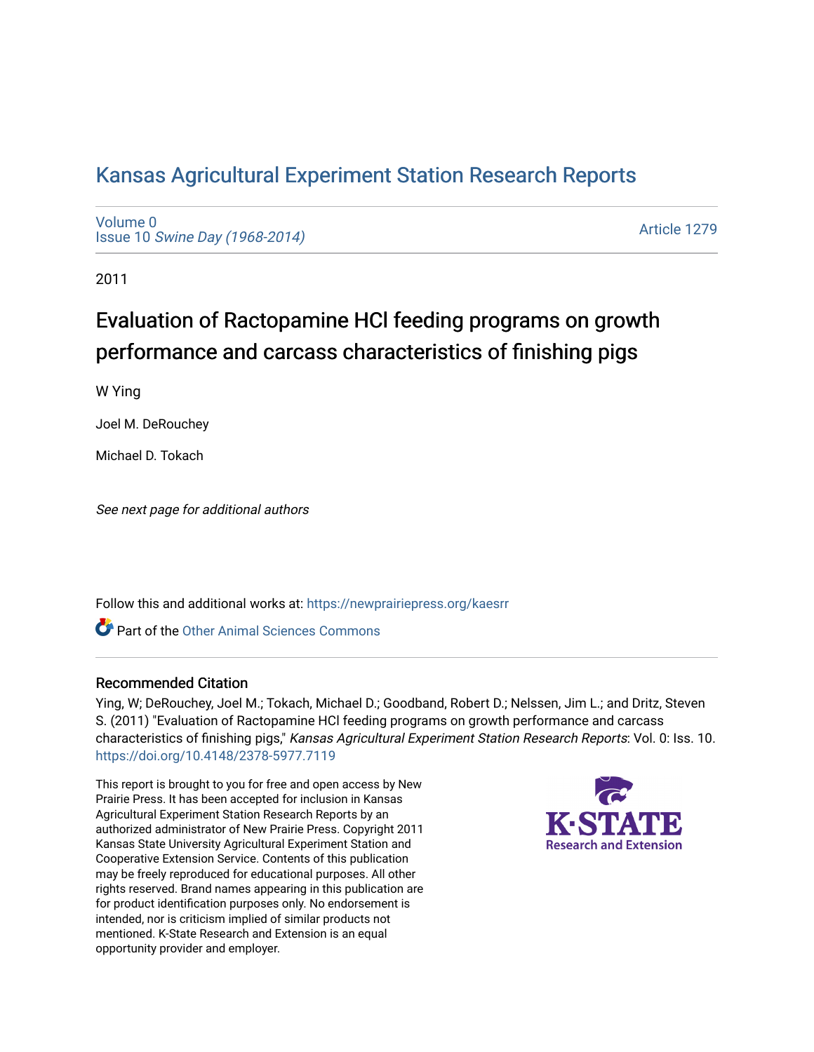# Kansas Agricultural Experiment Station Research Reports

Volume 0
Issue 10 *Swine Day (1968-2014)*

Article 1279

2011

## Evaluation of Ractopamine HCl feeding programs on growth performance and carcass characteristics of finishing pigs

W Ying

Joel M. DeRouchey

Michael D. Tokach

*See next page for additional authors*

Follow this and additional works at: https://newprairiepress.org/kaesrr

Part of the Other Animal Sciences Commons

### Recommended Citation

Ying, W; DeRouchey, Joel M.; Tokach, Michael D.; Goodband, Robert D.; Nelssen, Jim L.; and Dritz, Steven S. (2011) "Evaluation of Ractopamine HCl feeding programs on growth performance and carcass characteristics of finishing pigs," *Kansas Agricultural Experiment Station Research Reports*: Vol. 0: Iss. 10. https://doi.org/10.4148/2378-5977.7119

This report is brought to you for free and open access by New Prairie Press. It has been accepted for inclusion in Kansas Agricultural Experiment Station Research Reports by an authorized administrator of New Prairie Press. Copyright 2011 Kansas State University Agricultural Experiment Station and Cooperative Extension Service. Contents of this publication may be freely reproduced for educational purposes. All other rights reserved. Brand names appearing in this publication are for product identification purposes only. No endorsement is intended, nor is criticism implied of similar products not mentioned. K-State Research and Extension is an equal opportunity provider and employer.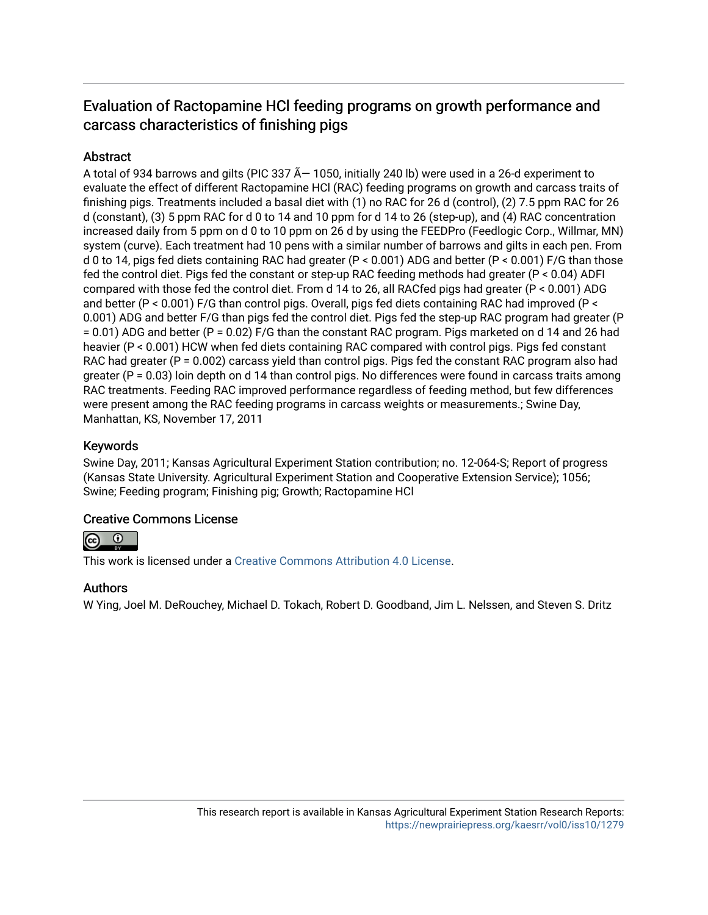## Evaluation of Ractopamine HCl feeding programs on growth performance and carcass characteristics of finishing pigs

### Abstract

A total of 934 barrows and gilts (PIC 337 Ã— 1050, initially 240 lb) were used in a 26-d experiment to evaluate the effect of different Ractopamine HCl (RAC) feeding programs on growth and carcass traits of finishing pigs. Treatments included a basal diet with (1) no RAC for 26 d (control), (2) 7.5 ppm RAC for 26 d (constant), (3) 5 ppm RAC for d 0 to 14 and 10 ppm for d 14 to 26 (step-up), and (4) RAC concentration increased daily from 5 ppm on d 0 to 10 ppm on 26 d by using the FEEDPro (Feedlogic Corp., Willmar, MN) system (curve). Each treatment had 10 pens with a similar number of barrows and gilts in each pen. From d 0 to 14, pigs fed diets containing RAC had greater (P < 0.001) ADG and better (P < 0.001) F/G than those fed the control diet. Pigs fed the constant or step-up RAC feeding methods had greater (P < 0.04) ADFI compared with those fed the control diet. From d 14 to 26, all RACfed pigs had greater (P < 0.001) ADG and better (P < 0.001) F/G than control pigs. Overall, pigs fed diets containing RAC had improved (P < 0.001) ADG and better F/G than pigs fed the control diet. Pigs fed the step-up RAC program had greater (P = 0.01) ADG and better (P = 0.02) F/G than the constant RAC program. Pigs marketed on d 14 and 26 had heavier (P < 0.001) HCW when fed diets containing RAC compared with control pigs. Pigs fed constant RAC had greater (P = 0.002) carcass yield than control pigs. Pigs fed the constant RAC program also had greater (P = 0.03) loin depth on d 14 than control pigs. No differences were found in carcass traits among RAC treatments. Feeding RAC improved performance regardless of feeding method, but few differences were present among the RAC feeding programs in carcass weights or measurements.; Swine Day, Manhattan, KS, November 17, 2011

### Keywords

Swine Day, 2011; Kansas Agricultural Experiment Station contribution; no. 12-064-S; Report of progress (Kansas State University. Agricultural Experiment Station and Cooperative Extension Service); 1056; Swine; Feeding program; Finishing pig; Growth; Ractopamine HCl

### Creative Commons License

This work is licensed under a Creative Commons Attribution 4.0 License.

### Authors

W Ying, Joel M. DeRouchey, Michael D. Tokach, Robert D. Goodband, Jim L. Nelssen, and Steven S. Dritz

This research report is available in Kansas Agricultural Experiment Station Research Reports: https://newprairiepress.org/kaesrr/vol0/iss10/1279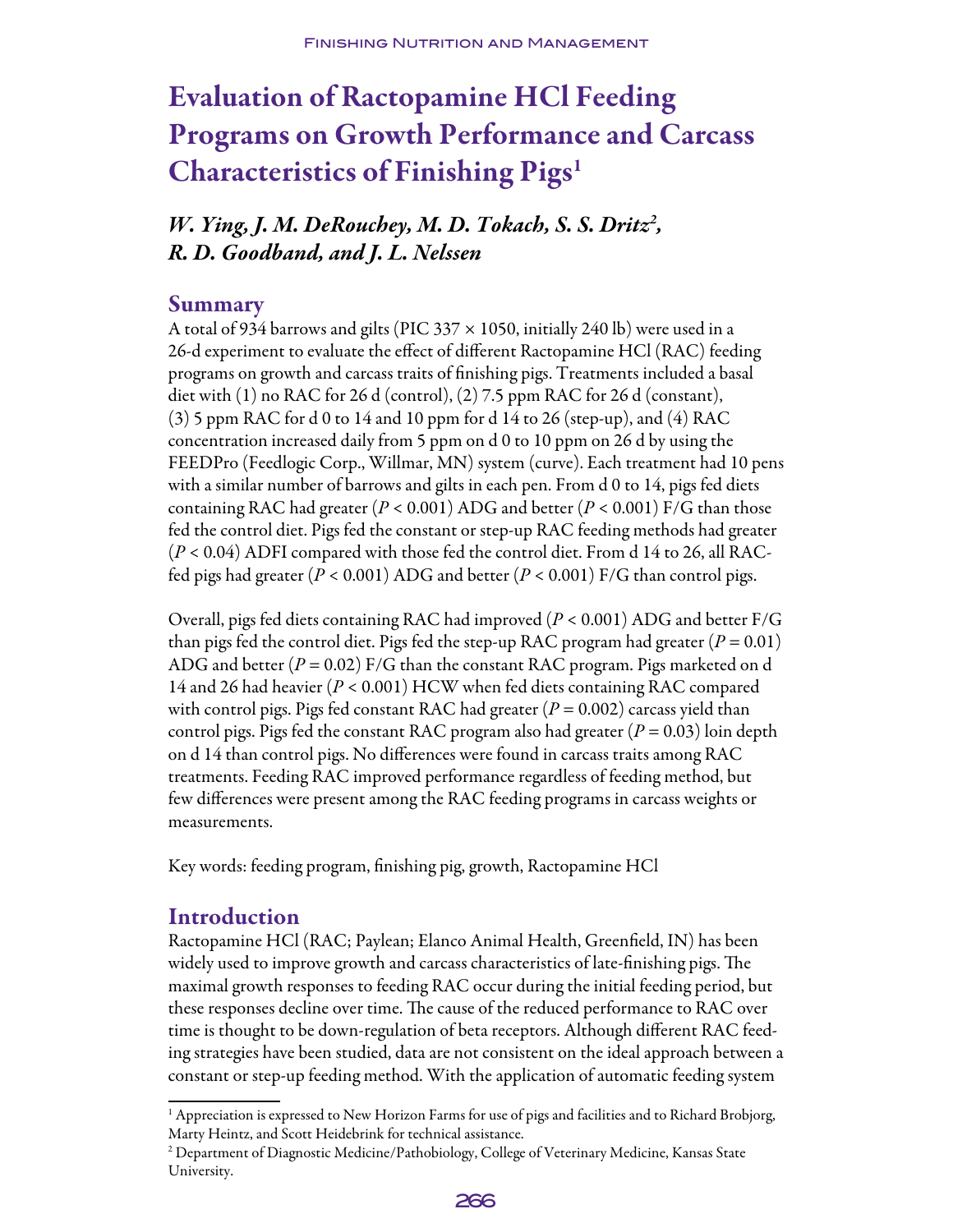# Evaluation of Ractopamine HCl Feeding Programs on Growth Performance and Carcass Characteristics of Finishing Pigs[1]

*W. Ying, J. M. DeRouchey, M. D. Tokach, S. S. Dritz[2], R. D. Goodband, and J. L. Nelssen*

## Summary

A total of 934 barrows and gilts (PIC 337 × 1050, initially 240 lb) were used in a 26-d experiment to evaluate the effect of different Ractopamine HCl (RAC) feeding programs on growth and carcass traits of finishing pigs. Treatments included a basal diet with (1) no RAC for 26 d (control), (2) 7.5 ppm RAC for 26 d (constant), (3) 5 ppm RAC for d 0 to 14 and 10 ppm for d 14 to 26 (step-up), and (4) RAC concentration increased daily from 5 ppm on d 0 to 10 ppm on 26 d by using the FEEDPro (Feedlogic Corp., Willmar, MN) system (curve). Each treatment had 10 pens with a similar number of barrows and gilts in each pen. From d 0 to 14, pigs fed diets containing RAC had greater ($P < 0.001$) ADG and better ($P < 0.001$) F/G than those fed the control diet. Pigs fed the constant or step-up RAC feeding methods had greater ($P < 0.04$) ADFI compared with those fed the control diet. From d 14 to 26, all RAC-fed pigs had greater ($P < 0.001$) ADG and better ($P < 0.001$) F/G than control pigs.

Overall, pigs fed diets containing RAC had improved ($P < 0.001$) ADG and better F/G than pigs fed the control diet. Pigs fed the step-up RAC program had greater ($P = 0.01$) ADG and better ($P = 0.02$) F/G than the constant RAC program. Pigs marketed on d 14 and 26 had heavier ($P < 0.001$) HCW when fed diets containing RAC compared with control pigs. Pigs fed constant RAC had greater ($P = 0.002$) carcass yield than control pigs. Pigs fed the constant RAC program also had greater ($P = 0.03$) loin depth on d 14 than control pigs. No differences were found in carcass traits among RAC treatments. Feeding RAC improved performance regardless of feeding method, but few differences were present among the RAC feeding programs in carcass weights or measurements.

Key words: feeding program, finishing pig, growth, Ractopamine HCl

## Introduction

Ractopamine HCl (RAC; Paylean; Elanco Animal Health, Greenfield, IN) has been widely used to improve growth and carcass characteristics of late-finishing pigs. The maximal growth responses to feeding RAC occur during the initial feeding period, but these responses decline over time. The cause of the reduced performance to RAC over time is thought to be down-regulation of beta receptors. Although different RAC feeding strategies have been studied, data are not consistent on the ideal approach between a constant or step-up feeding method. With the application of automatic feeding system

---

[1] Appreciation is expressed to New Horizon Farms for use of pigs and facilities and to Richard Brobjorg, Marty Heintz, and Scott Heidebrink for technical assistance.

[2] Department of Diagnostic Medicine/Pathobiology, College of Veterinary Medicine, Kansas State University.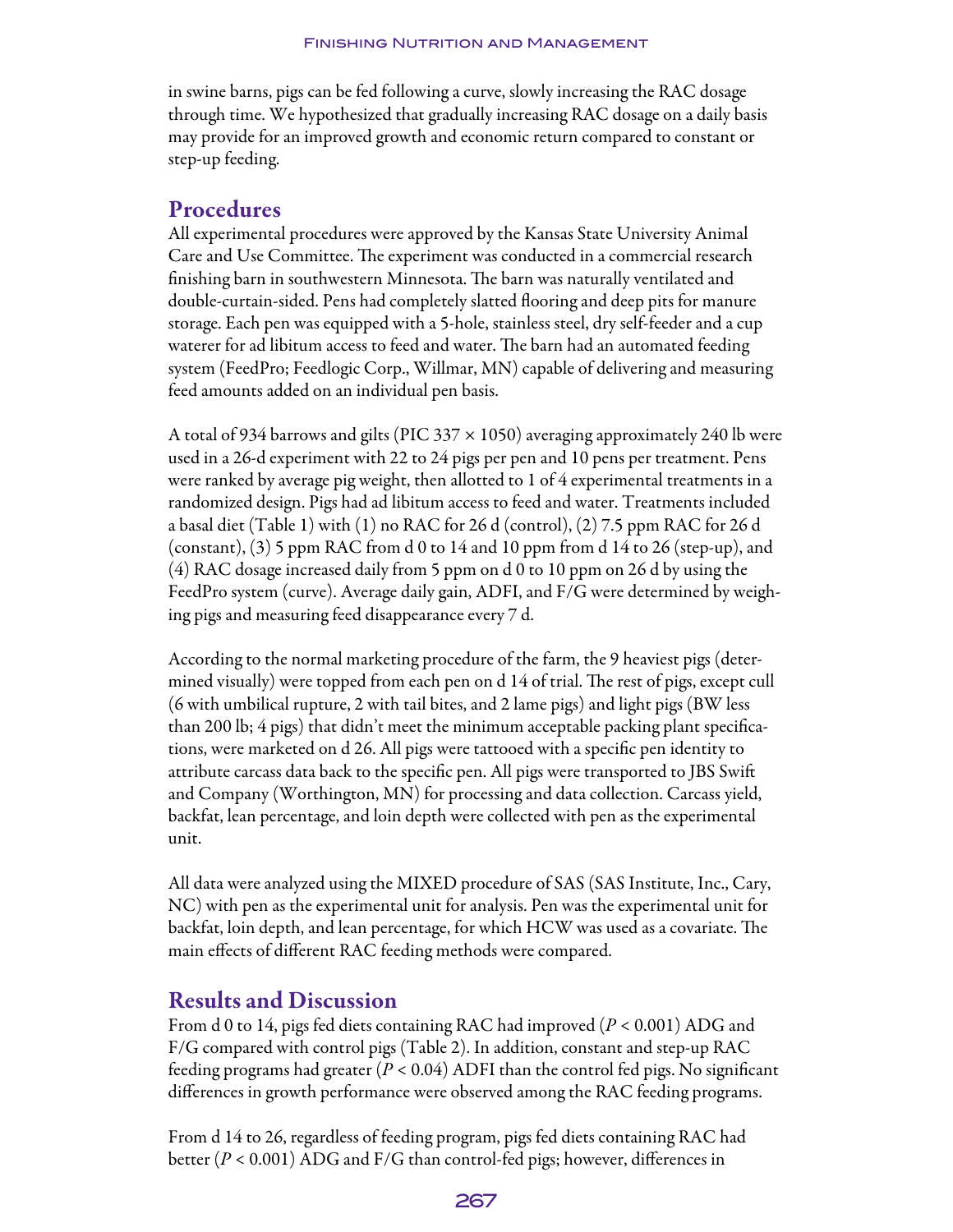in swine barns, pigs can be fed following a curve, slowly increasing the RAC dosage through time. We hypothesized that gradually increasing RAC dosage on a daily basis may provide for an improved growth and economic return compared to constant or step-up feeding.

## Procedures

All experimental procedures were approved by the Kansas State University Animal Care and Use Committee. The experiment was conducted in a commercial research finishing barn in southwestern Minnesota. The barn was naturally ventilated and double-curtain-sided. Pens had completely slatted flooring and deep pits for manure storage. Each pen was equipped with a 5-hole, stainless steel, dry self-feeder and a cup waterer for ad libitum access to feed and water. The barn had an automated feeding system (FeedPro; Feedlogic Corp., Willmar, MN) capable of delivering and measuring feed amounts added on an individual pen basis.

A total of 934 barrows and gilts (PIC 337 × 1050) averaging approximately 240 lb were used in a 26-d experiment with 22 to 24 pigs per pen and 10 pens per treatment. Pens were ranked by average pig weight, then allotted to 1 of 4 experimental treatments in a randomized design. Pigs had ad libitum access to feed and water. Treatments included a basal diet (Table 1) with (1) no RAC for 26 d (control), (2) 7.5 ppm RAC for 26 d (constant), (3) 5 ppm RAC from d 0 to 14 and 10 ppm from d 14 to 26 (step-up), and (4) RAC dosage increased daily from 5 ppm on d 0 to 10 ppm on 26 d by using the FeedPro system (curve). Average daily gain, ADFI, and F/G were determined by weighing pigs and measuring feed disappearance every 7 d.

According to the normal marketing procedure of the farm, the 9 heaviest pigs (determined visually) were topped from each pen on d 14 of trial. The rest of pigs, except cull (6 with umbilical rupture, 2 with tail bites, and 2 lame pigs) and light pigs (BW less than 200 lb; 4 pigs) that didn't meet the minimum acceptable packing plant specifications, were marketed on d 26. All pigs were tattooed with a specific pen identity to attribute carcass data back to the specific pen. All pigs were transported to JBS Swift and Company (Worthington, MN) for processing and data collection. Carcass yield, backfat, lean percentage, and loin depth were collected with pen as the experimental unit.

All data were analyzed using the MIXED procedure of SAS (SAS Institute, Inc., Cary, NC) with pen as the experimental unit for analysis. Pen was the experimental unit for backfat, loin depth, and lean percentage, for which HCW was used as a covariate. The main effects of different RAC feeding methods were compared.

## Results and Discussion

From d 0 to 14, pigs fed diets containing RAC had improved ($P < 0.001$) ADG and F/G compared with control pigs (Table 2). In addition, constant and step-up RAC feeding programs had greater ($P < 0.04$) ADFI than the control fed pigs. No significant differences in growth performance were observed among the RAC feeding programs.

From d 14 to 26, regardless of feeding program, pigs fed diets containing RAC had better ($P < 0.001$) ADG and F/G than control-fed pigs; however, differences in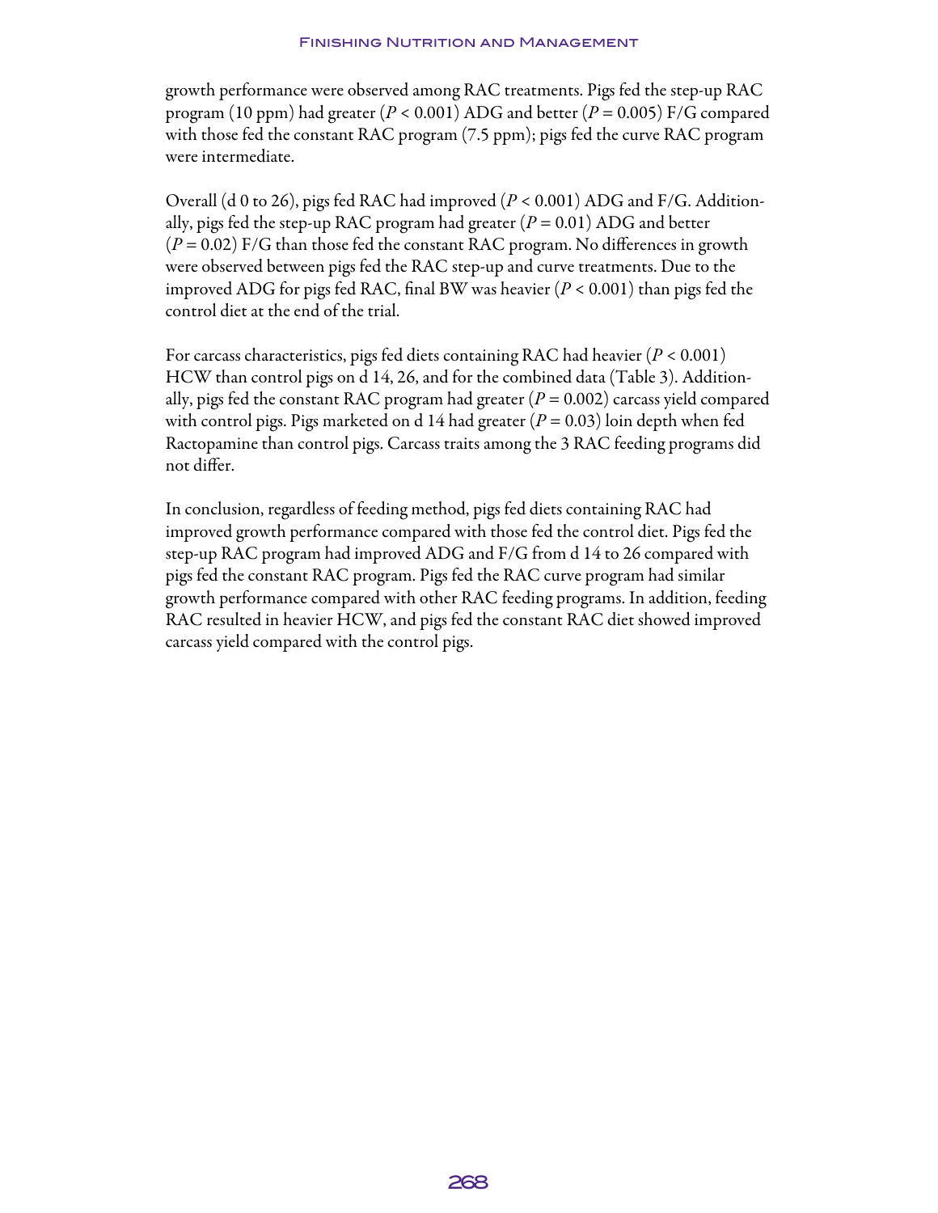growth performance were observed among RAC treatments. Pigs fed the step-up RAC program (10 ppm) had greater ($P < 0.001$) ADG and better ($P = 0.005$) F/G compared with those fed the constant RAC program (7.5 ppm); pigs fed the curve RAC program were intermediate.

Overall (d 0 to 26), pigs fed RAC had improved ($P < 0.001$) ADG and F/G. Additionally, pigs fed the step-up RAC program had greater ($P = 0.01$) ADG and better ($P = 0.02$) F/G than those fed the constant RAC program. No differences in growth were observed between pigs fed the RAC step-up and curve treatments. Due to the improved ADG for pigs fed RAC, final BW was heavier ($P < 0.001$) than pigs fed the control diet at the end of the trial.

For carcass characteristics, pigs fed diets containing RAC had heavier ($P < 0.001$) HCW than control pigs on d 14, 26, and for the combined data (Table 3). Additionally, pigs fed the constant RAC program had greater ($P = 0.002$) carcass yield compared with control pigs. Pigs marketed on d 14 had greater ($P = 0.03$) loin depth when fed Ractopamine than control pigs. Carcass traits among the 3 RAC feeding programs did not differ.

In conclusion, regardless of feeding method, pigs fed diets containing RAC had improved growth performance compared with those fed the control diet. Pigs fed the step-up RAC program had improved ADG and F/G from d 14 to 26 compared with pigs fed the constant RAC program. Pigs fed the RAC curve program had similar growth performance compared with other RAC feeding programs. In addition, feeding RAC resulted in heavier HCW, and pigs fed the constant RAC diet showed improved carcass yield compared with the control pigs.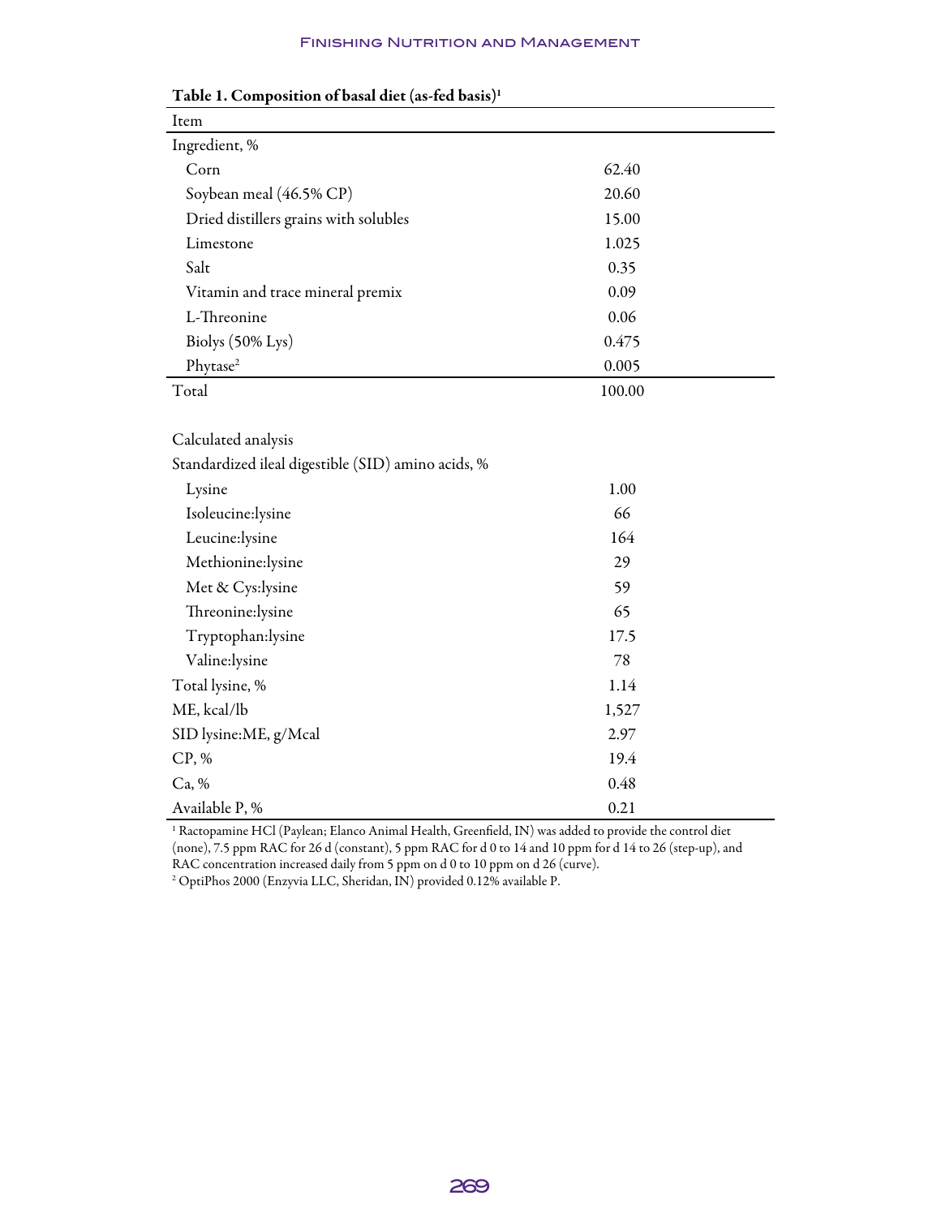**Table 1. Composition of basal diet (as-fed basis)[1]**

| Item | |
|---|---|
| Ingredient, % | |
| Corn | 62.40 |
| Soybean meal (46.5% CP) | 20.60 |
| Dried distillers grains with solubles | 15.00 |
| Limestone | 1.025 |
| Salt | 0.35 |
| Vitamin and trace mineral premix | 0.09 |
| L-Threonine | 0.06 |
| Biolys (50% Lys) | 0.475 |
| Phytase[2] | 0.005 |
| Total | 100.00 |
| | |
| Calculated analysis | |
| Standardized ileal digestible (SID) amino acids, % | |
| Lysine | 1.00 |
| Isoleucine:lysine | 66 |
| Leucine:lysine | 164 |
| Methionine:lysine | 29 |
| Met & Cys:lysine | 59 |
| Threonine:lysine | 65 |
| Tryptophan:lysine | 17.5 |
| Valine:lysine | 78 |
| Total lysine, % | 1.14 |
| ME, kcal/lb | 1,527 |
| SID lysine:ME, g/Mcal | 2.97 |
| CP, % | 19.4 |
| Ca, % | 0.48 |
| Available P, % | 0.21 |

[1] Ractopamine HCl (Paylean; Elanco Animal Health, Greenfield, IN) was added to provide the control diet (none), 7.5 ppm RAC for 26 d (constant), 5 ppm RAC for d 0 to 14 and 10 ppm for d 14 to 26 (step-up), and RAC concentration increased daily from 5 ppm on d 0 to 10 ppm on d 26 (curve).

[2] OptiPhos 2000 (Enzyvia LLC, Sheridan, IN) provided 0.12% available P.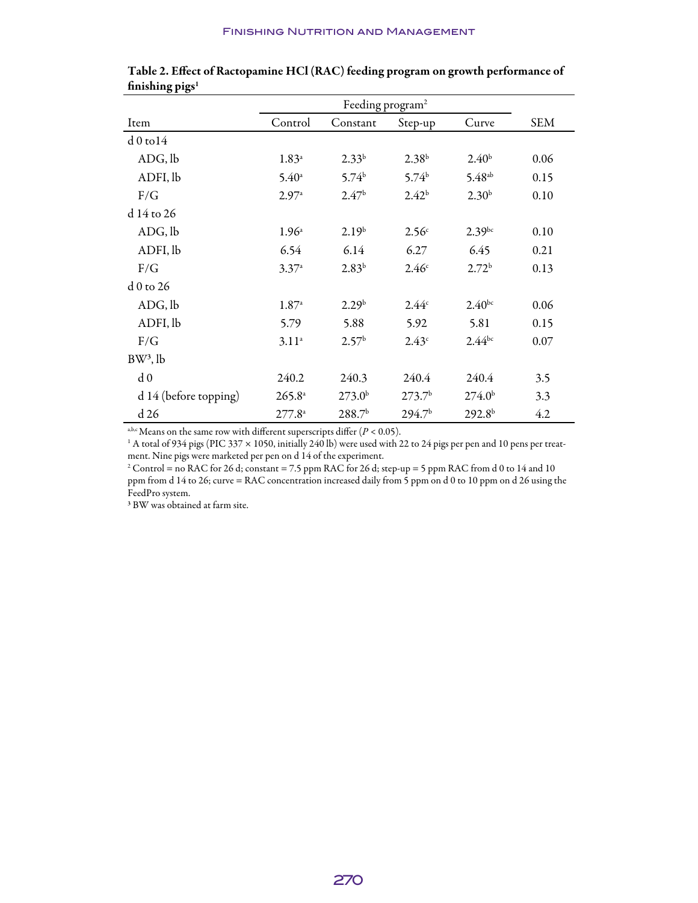**Table 2. Effect of Ractopamine HCl (RAC) feeding program on growth performance of finishing pigs[1]**

| | Feeding program[2] | | | | |
|---|---|---|---|---|---|
| Item | Control | Constant | Step-up | Curve | SEM |
| d 0 to14 | | | | | |
| ADG, lb | 1.83[a] | 2.33[b] | 2.38[b] | 2.40[b] | 0.06 |
| ADFI, lb | 5.40[a] | 5.74[b] | 5.74[b] | 5.48[ab] | 0.15 |
| F/G | 2.97[a] | 2.47[b] | 2.42[b] | 2.30[b] | 0.10 |
| d 14 to 26 | | | | | |
| ADG, lb | 1.96[a] | 2.19[b] | 2.56[c] | 2.39[bc] | 0.10 |
| ADFI, lb | 6.54 | 6.14 | 6.27 | 6.45 | 0.21 |
| F/G | 3.37[a] | 2.83[b] | 2.46[c] | 2.72[b] | 0.13 |
| d 0 to 26 | | | | | |
| ADG, lb | 1.87[a] | 2.29[b] | 2.44[c] | 2.40[bc] | 0.06 |
| ADFI, lb | 5.79 | 5.88 | 5.92 | 5.81 | 0.15 |
| F/G | 3.11[a] | 2.57[b] | 2.43[c] | 2.44[bc] | 0.07 |
| BW[3], lb | | | | | |
| d 0 | 240.2 | 240.3 | 240.4 | 240.4 | 3.5 |
| d 14 (before topping) | 265.8[a] | 273.0[b] | 273.7[b] | 274.0[b] | 3.3 |
| d 26 | 277.8[a] | 288.7[b] | 294.7[b] | 292.8[b] | 4.2 |

[a,b,c] Means on the same row with different superscripts differ ($P < 0.05$).

[1] A total of 934 pigs (PIC 337 × 1050, initially 240 lb) were used with 22 to 24 pigs per pen and 10 pens per treatment. Nine pigs were marketed per pen on d 14 of the experiment.

[2] Control = no RAC for 26 d; constant = 7.5 ppm RAC for 26 d; step-up = 5 ppm RAC from d 0 to 14 and 10 ppm from d 14 to 26; curve = RAC concentration increased daily from 5 ppm on d 0 to 10 ppm on d 26 using the FeedPro system.

[3] BW was obtained at farm site.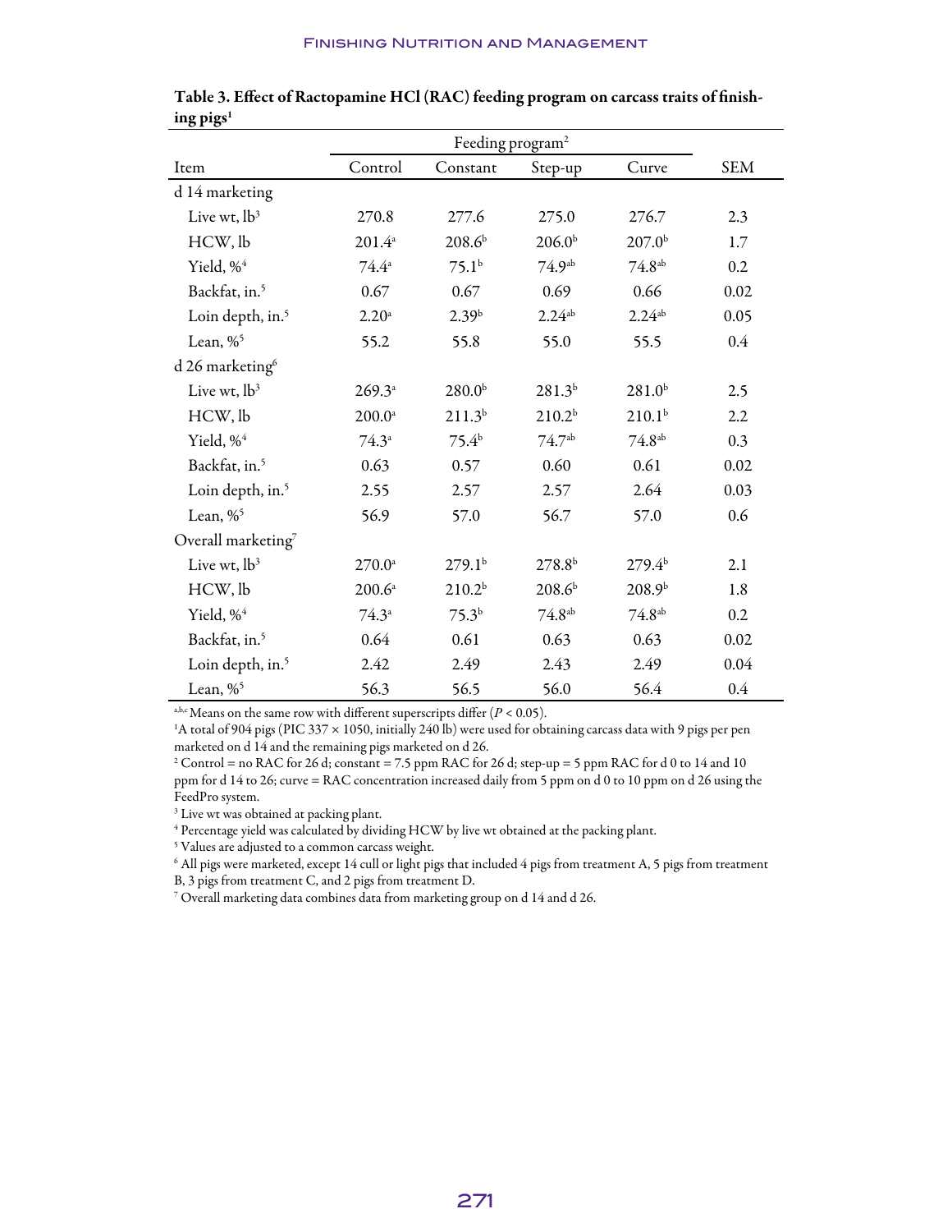**Table 3. Effect of Ractopamine HCl (RAC) feeding program on carcass traits of finishing pigs[1]**

| | Feeding program[2] | | | | |
|---|---|---|---|---|---|
| Item | Control | Constant | Step-up | Curve | SEM |
| d 14 marketing | | | | | |
| Live wt, lb[3] | 270.8 | 277.6 | 275.0 | 276.7 | 2.3 |
| HCW, lb | 201.4[a] | 208.6[b] | 206.0[b] | 207.0[b] | 1.7 |
| Yield, %[4] | 74.4[a] | 75.1[b] | 74.9[ab] | 74.8[ab] | 0.2 |
| Backfat, in.[5] | 0.67 | 0.67 | 0.69 | 0.66 | 0.02 |
| Loin depth, in.[5] | 2.20[a] | 2.39[b] | 2.24[ab] | 2.24[ab] | 0.05 |
| Lean, %[5] | 55.2 | 55.8 | 55.0 | 55.5 | 0.4 |
| d 26 marketing[6] | | | | | |
| Live wt, lb[3] | 269.3[a] | 280.0[b] | 281.3[b] | 281.0[b] | 2.5 |
| HCW, lb | 200.0[a] | 211.3[b] | 210.2[b] | 210.1[b] | 2.2 |
| Yield, %[4] | 74.3[a] | 75.4[b] | 74.7[ab] | 74.8[ab] | 0.3 |
| Backfat, in.[5] | 0.63 | 0.57 | 0.60 | 0.61 | 0.02 |
| Loin depth, in.[5] | 2.55 | 2.57 | 2.57 | 2.64 | 0.03 |
| Lean, %[5] | 56.9 | 57.0 | 56.7 | 57.0 | 0.6 |
| Overall marketing[7] | | | | | |
| Live wt, lb[3] | 270.0[a] | 279.1[b] | 278.8[b] | 279.4[b] | 2.1 |
| HCW, lb | 200.6[a] | 210.2[b] | 208.6[b] | 208.9[b] | 1.8 |
| Yield, %[4] | 74.3[a] | 75.3[b] | 74.8[ab] | 74.8[ab] | 0.2 |
| Backfat, in.[5] | 0.64 | 0.61 | 0.63 | 0.63 | 0.02 |
| Loin depth, in.[5] | 2.42 | 2.49 | 2.43 | 2.49 | 0.04 |
| Lean, %[5] | 56.3 | 56.5 | 56.0 | 56.4 | 0.4 |

[a,b,c] Means on the same row with different superscripts differ ($P < 0.05$).

[1] A total of 904 pigs (PIC 337 × 1050, initially 240 lb) were used for obtaining carcass data with 9 pigs per pen marketed on d 14 and the remaining pigs marketed on d 26.

[2] Control = no RAC for 26 d; constant = 7.5 ppm RAC for 26 d; step-up = 5 ppm RAC for d 0 to 14 and 10 ppm for d 14 to 26; curve = RAC concentration increased daily from 5 ppm on d 0 to 10 ppm on d 26 using the FeedPro system.

[3] Live wt was obtained at packing plant.

[4] Percentage yield was calculated by dividing HCW by live wt obtained at the packing plant.

[5] Values are adjusted to a common carcass weight.

[6] All pigs were marketed, except 14 cull or light pigs that included 4 pigs from treatment A, 5 pigs from treatment B, 3 pigs from treatment C, and 2 pigs from treatment D.

[7] Overall marketing data combines data from marketing group on d 14 and d 26.